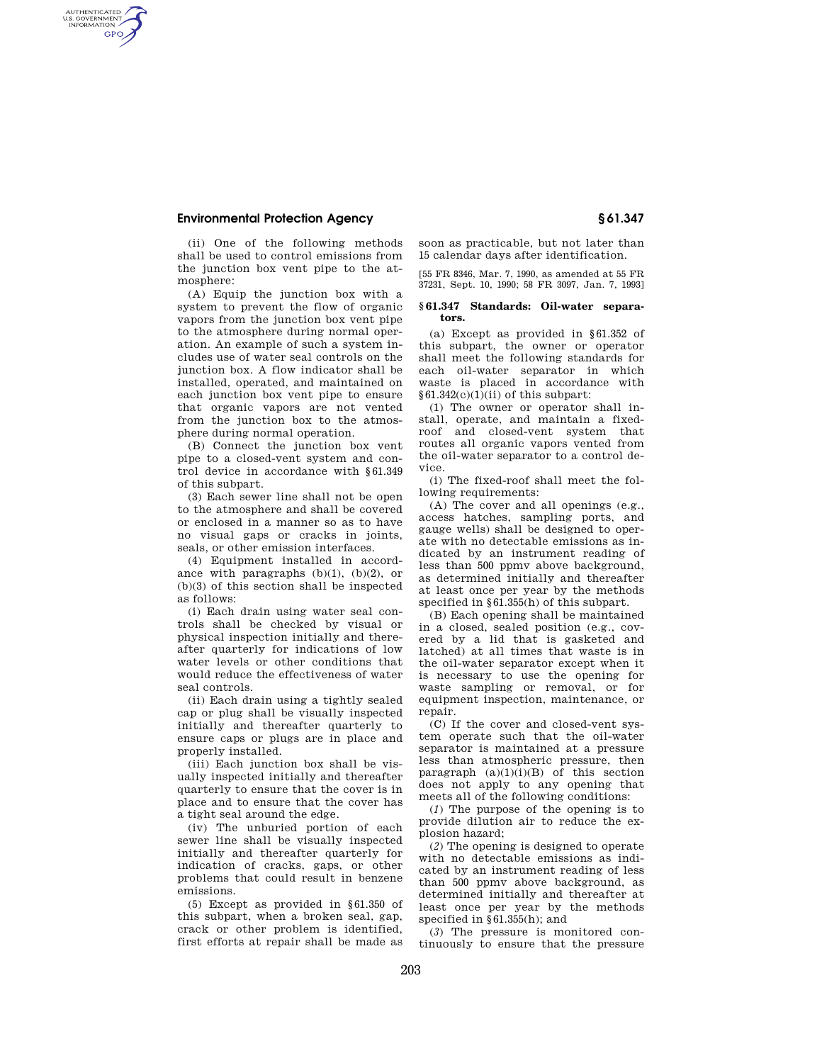(ii) One of the following methods shall be used to control emissions from the junction box vent pipe to the atmosphere:

(A) Equip the junction box with a system to prevent the flow of organic vapors from the junction box vent pipe to the atmosphere during normal operation. An example of such a system includes use of water seal controls on the junction box. A flow indicator shall be installed, operated, and maintained on each junction box vent pipe to ensure that organic vapors are not vented from the junction box to the atmosphere during normal operation.

(B) Connect the junction box vent pipe to a closed-vent system and control device in accordance with §61.349 of this subpart.

(3) Each sewer line shall not be open to the atmosphere and shall be covered or enclosed in a manner so as to have no visual gaps or cracks in joints, seals, or other emission interfaces.

(4) Equipment installed in accordance with paragraphs (b)(1), (b)(2), or (b)(3) of this section shall be inspected as follows:

(i) Each drain using water seal controls shall be checked by visual or physical inspection initially and thereafter quarterly for indications of low water levels or other conditions that would reduce the effectiveness of water seal controls.

(ii) Each drain using a tightly sealed cap or plug shall be visually inspected initially and thereafter quarterly to ensure caps or plugs are in place and properly installed.

(iii) Each junction box shall be visually inspected initially and thereafter quarterly to ensure that the cover is in place and to ensure that the cover has a tight seal around the edge.

(iv) The unburied portion of each sewer line shall be visually inspected initially and thereafter quarterly for indication of cracks, gaps, or other problems that could result in benzene emissions.

(5) Except as provided in §61.350 of this subpart, when a broken seal, gap, crack or other problem is identified, first efforts at repair shall be made as soon as practicable, but not later than 15 calendar days after identification.

[55 FR 8346, Mar. 7, 1990, as amended at 55 FR 37231, Sept. 10, 1990; 58 FR 3097, Jan. 7, 1993]

## §61.347 Standards: Oil-water separators.

(a) Except as provided in §61.352 of this subpart, the owner or operator shall meet the following standards for each oil-water separator in which waste is placed in accordance with §61.342(c)(1)(ii) of this subpart:

(1) The owner or operator shall install, operate, and maintain a fixed-roof and closed-vent system that routes all organic vapors vented from the oil-water separator to a control device.

(i) The fixed-roof shall meet the following requirements:

(A) The cover and all openings (e.g., access hatches, sampling ports, and gauge wells) shall be designed to operate with no detectable emissions as indicated by an instrument reading of less than 500 ppmv above background, as determined initially and thereafter at least once per year by the methods specified in §61.355(h) of this subpart.

(B) Each opening shall be maintained in a closed, sealed position (e.g., covered by a lid that is gasketed and latched) at all times that waste is in the oil-water separator except when it is necessary to use the opening for waste sampling or removal, or for equipment inspection, maintenance, or repair.

(C) If the cover and closed-vent system operate such that the oil-water separator is maintained at a pressure less than atmospheric pressure, then paragraph (a)(1)(i)(B) of this section does not apply to any opening that meets all of the following conditions:

(*1*) The purpose of the opening is to provide dilution air to reduce the explosion hazard;

(*2*) The opening is designed to operate with no detectable emissions as indicated by an instrument reading of less than 500 ppmv above background, as determined initially and thereafter at least once per year by the methods specified in §61.355(h); and

(*3*) The pressure is monitored continuously to ensure that the pressure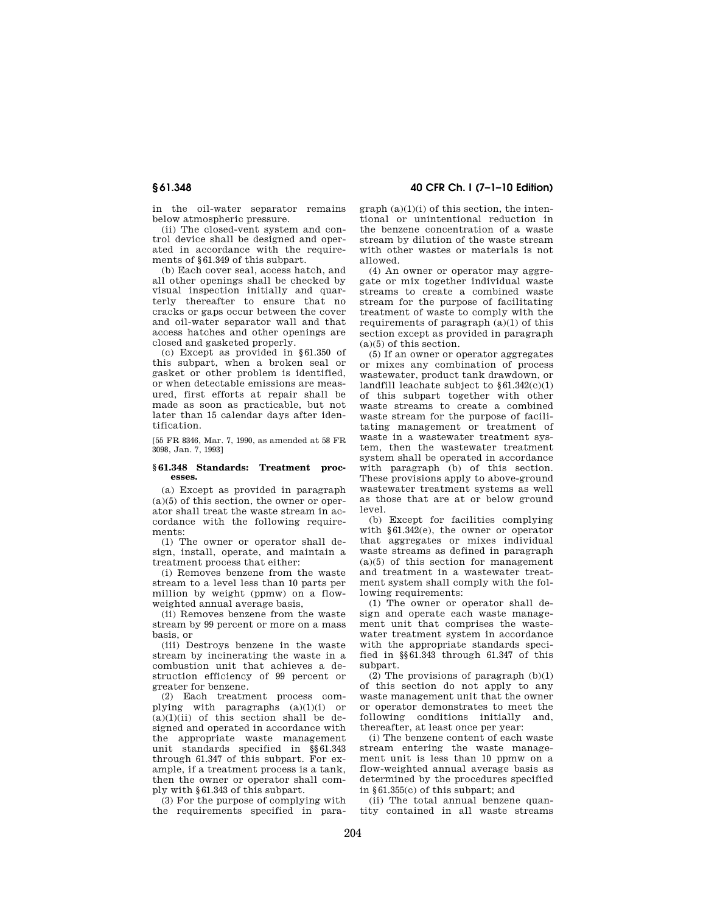in the oil-water separator remains below atmospheric pressure.

(ii) The closed-vent system and control device shall be designed and operated in accordance with the requirements of §61.349 of this subpart.

(b) Each cover seal, access hatch, and all other openings shall be checked by visual inspection initially and quarterly thereafter to ensure that no cracks or gaps occur between the cover and oil-water separator wall and that access hatches and other openings are closed and gasketed properly.

(c) Except as provided in §61.350 of this subpart, when a broken seal or gasket or other problem is identified, or when detectable emissions are measured, first efforts at repair shall be made as soon as practicable, but not later than 15 calendar days after identification.

[55 FR 8346, Mar. 7, 1990, as amended at 58 FR 3098, Jan. 7, 1993]

### §61.348 Standards: Treatment processes.

(a) Except as provided in paragraph (a)(5) of this section, the owner or operator shall treat the waste stream in accordance with the following requirements:

(1) The owner or operator shall design, install, operate, and maintain a treatment process that either:

(i) Removes benzene from the waste stream to a level less than 10 parts per million by weight (ppmw) on a flow-weighted annual average basis,

(ii) Removes benzene from the waste stream by 99 percent or more on a mass basis, or

(iii) Destroys benzene in the waste stream by incinerating the waste in a combustion unit that achieves a destruction efficiency of 99 percent or greater for benzene.

(2) Each treatment process complying with paragraphs (a)(1)(i) or (a)(1)(ii) of this section shall be designed and operated in accordance with the appropriate waste management unit standards specified in §§61.343 through 61.347 of this subpart. For example, if a treatment process is a tank, then the owner or operator shall comply with §61.343 of this subpart.

(3) For the purpose of complying with the requirements specified in paragraph (a)(1)(i) of this section, the intentional or unintentional reduction in the benzene concentration of a waste stream by dilution of the waste stream with other wastes or materials is not allowed.

(4) An owner or operator may aggregate or mix together individual waste streams to create a combined waste stream for the purpose of facilitating treatment of waste to comply with the requirements of paragraph (a)(1) of this section except as provided in paragraph (a)(5) of this section.

(5) If an owner or operator aggregates or mixes any combination of process wastewater, product tank drawdown, or landfill leachate subject to §61.342(c)(1) of this subpart together with other waste streams to create a combined waste stream for the purpose of facilitating management or treatment of waste in a wastewater treatment system, then the wastewater treatment system shall be operated in accordance with paragraph (b) of this section. These provisions apply to above-ground wastewater treatment systems as well as those that are at or below ground level.

(b) Except for facilities complying with §61.342(e), the owner or operator that aggregates or mixes individual waste streams as defined in paragraph (a)(5) of this section for management and treatment in a wastewater treatment system shall comply with the following requirements:

(1) The owner or operator shall design and operate each waste management unit that comprises the wastewater treatment system in accordance with the appropriate standards specified in §§61.343 through 61.347 of this subpart.

(2) The provisions of paragraph (b)(1) of this section do not apply to any waste management unit that the owner or operator demonstrates to meet the following conditions initially and, thereafter, at least once per year:

(i) The benzene content of each waste stream entering the waste management unit is less than 10 ppmw on a flow-weighted annual average basis as determined by the procedures specified in §61.355(c) of this subpart; and

(ii) The total annual benzene quantity contained in all waste streams